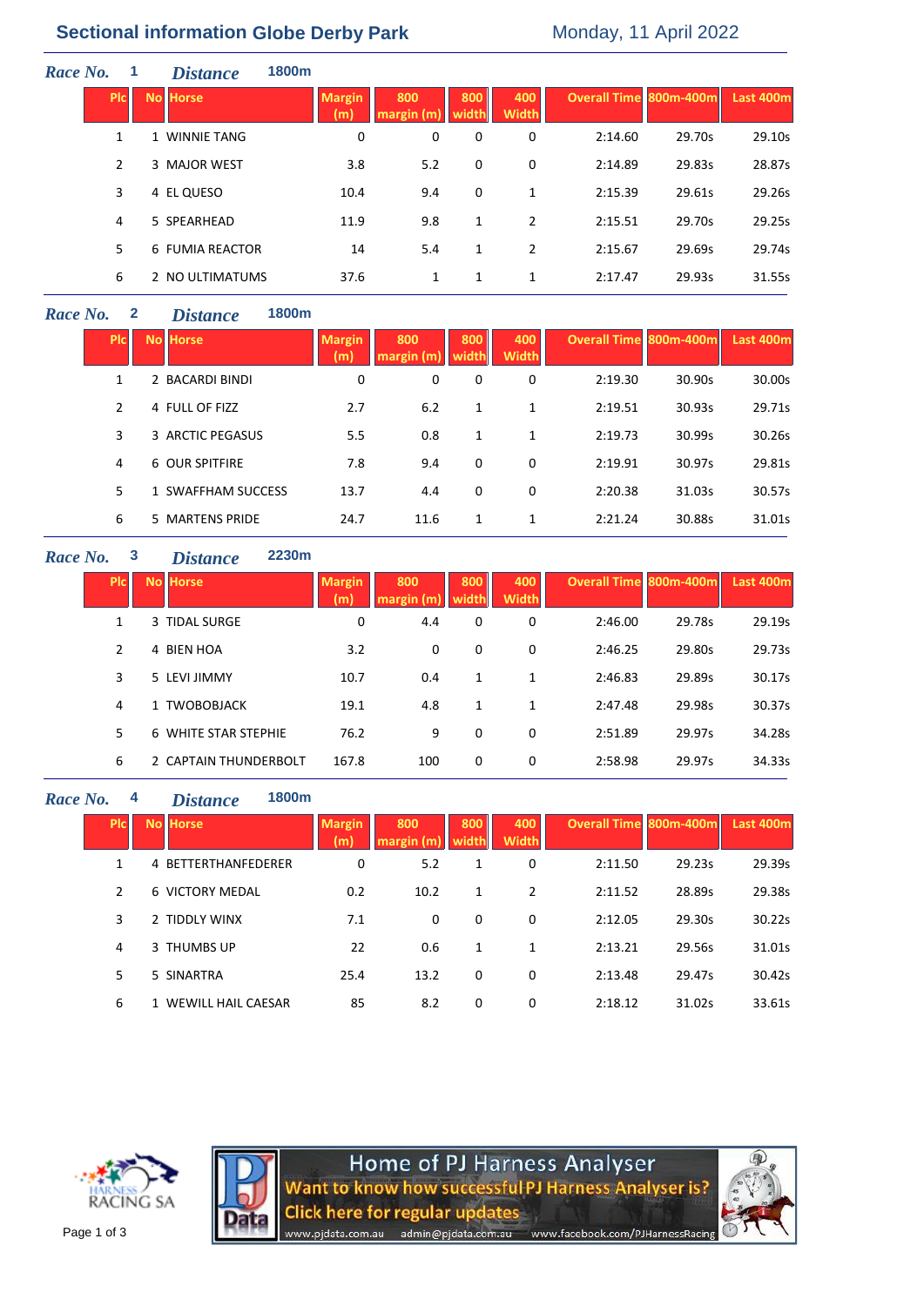## Sectional information Globe Derby Park

Monday, 11 April 2022

### *Race No.* 1 *Distance* 1800m

| Plc | No | Horse | Margin (m) | 800 margin (m) | 800 width | 400 Width | Overall Time | 800m-400m | Last 400m |
|---|---|---|---|---|---|---|---|---|---|
| 1 | 1 | WINNIE TANG | 0 | 0 | 0 | 0 | 2:14.60 | 29.70s | 29.10s |
| 2 | 3 | MAJOR WEST | 3.8 | 5.2 | 0 | 0 | 2:14.89 | 29.83s | 28.87s |
| 3 | 4 | EL QUESO | 10.4 | 9.4 | 0 | 1 | 2:15.39 | 29.61s | 29.26s |
| 4 | 5 | SPEARHEAD | 11.9 | 9.8 | 1 | 2 | 2:15.51 | 29.70s | 29.25s |
| 5 | 6 | FUMIA REACTOR | 14 | 5.4 | 1 | 2 | 2:15.67 | 29.69s | 29.74s |
| 6 | 2 | NO ULTIMATUMS | 37.6 | 1 | 1 | 1 | 2:17.47 | 29.93s | 31.55s |

### *Race No.* 2 *Distance* 1800m

| Plc | No | Horse | Margin (m) | 800 margin (m) | 800 width | 400 Width | Overall Time | 800m-400m | Last 400m |
|---|---|---|---|---|---|---|---|---|---|
| 1 | 2 | BACARDI BINDI | 0 | 0 | 0 | 0 | 2:19.30 | 30.90s | 30.00s |
| 2 | 4 | FULL OF FIZZ | 2.7 | 6.2 | 1 | 1 | 2:19.51 | 30.93s | 29.71s |
| 3 | 3 | ARCTIC PEGASUS | 5.5 | 0.8 | 1 | 1 | 2:19.73 | 30.99s | 30.26s |
| 4 | 6 | OUR SPITFIRE | 7.8 | 9.4 | 0 | 0 | 2:19.91 | 30.97s | 29.81s |
| 5 | 1 | SWAFFHAM SUCCESS | 13.7 | 4.4 | 0 | 0 | 2:20.38 | 31.03s | 30.57s |
| 6 | 5 | MARTENS PRIDE | 24.7 | 11.6 | 1 | 1 | 2:21.24 | 30.88s | 31.01s |

### *Race No.* 3 *Distance* 2230m

| Plc | No | Horse | Margin (m) | 800 margin (m) | 800 width | 400 Width | Overall Time | 800m-400m | Last 400m |
|---|---|---|---|---|---|---|---|---|---|
| 1 | 3 | TIDAL SURGE | 0 | 4.4 | 0 | 0 | 2:46.00 | 29.78s | 29.19s |
| 2 | 4 | BIEN HOA | 3.2 | 0 | 0 | 0 | 2:46.25 | 29.80s | 29.73s |
| 3 | 5 | LEVI JIMMY | 10.7 | 0.4 | 1 | 1 | 2:46.83 | 29.89s | 30.17s |
| 4 | 1 | TWOBOBJACK | 19.1 | 4.8 | 1 | 1 | 2:47.48 | 29.98s | 30.37s |
| 5 | 6 | WHITE STAR STEPHIE | 76.2 | 9 | 0 | 0 | 2:51.89 | 29.97s | 34.28s |
| 6 | 2 | CAPTAIN THUNDERBOLT | 167.8 | 100 | 0 | 0 | 2:58.98 | 29.97s | 34.33s |

### *Race No.* 4 *Distance* 1800m

| Plc | No | Horse | Margin (m) | 800 margin (m) | 800 width | 400 Width | Overall Time | 800m-400m | Last 400m |
|---|---|---|---|---|---|---|---|---|---|
| 1 | 4 | BETTERTHANFEDERER | 0 | 5.2 | 1 | 0 | 2:11.50 | 29.23s | 29.39s |
| 2 | 6 | VICTORY MEDAL | 0.2 | 10.2 | 1 | 2 | 2:11.52 | 28.89s | 29.38s |
| 3 | 2 | TIDDLY WINX | 7.1 | 0 | 0 | 0 | 2:12.05 | 29.30s | 30.22s |
| 4 | 3 | THUMBS UP | 22 | 0.6 | 1 | 1 | 2:13.21 | 29.56s | 31.01s |
| 5 | 5 | SINARTRA | 25.4 | 13.2 | 0 | 0 | 2:13.48 | 29.47s | 30.42s |
| 6 | 1 | WEWILL HAIL CAESAR | 85 | 8.2 | 0 | 0 | 2:18.12 | 31.02s | 33.61s |

HARNESS RACING SA

Home of PJ Harness Analyser
Want to know how successful PJ Harness Analyser is?
Click here for regular updates
www.pjdata.com.au admin@pjdata.com.au www.facebook.com/PJHarnessRacing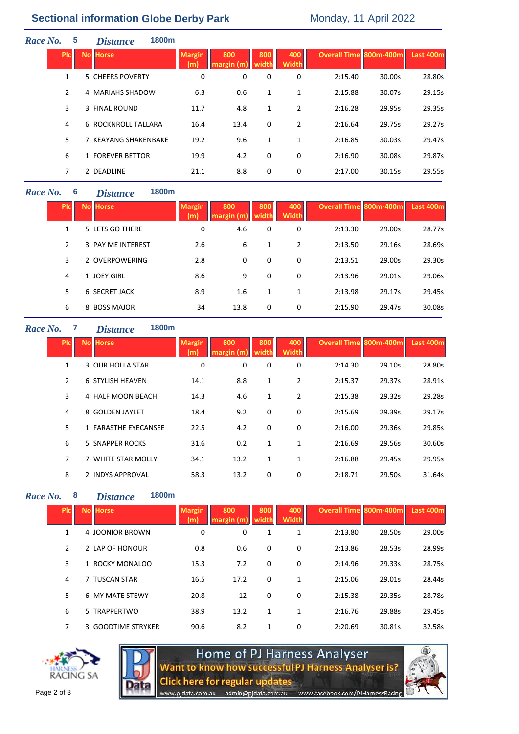# Sectional information Globe Derby Park

Monday, 11 April 2022

***Race No.*** **5** ***Distance*** **1800m**

| Plc | No | Horse | Margin (m) | 800 margin (m) | 800 width | 400 Width | Overall Time | 800m-400m | Last 400m |
|---|---|---|---|---|---|---|---|---|---|
| 1 | 5 | CHEERS POVERTY | 0 | 0 | 0 | 0 | 2:15.40 | 30.00s | 28.80s |
| 2 | 4 | MARIAHS SHADOW | 6.3 | 0.6 | 1 | 1 | 2:15.88 | 30.07s | 29.15s |
| 3 | 3 | FINAL ROUND | 11.7 | 4.8 | 1 | 2 | 2:16.28 | 29.95s | 29.35s |
| 4 | 6 | ROCKNROLL TALLARA | 16.4 | 13.4 | 0 | 2 | 2:16.64 | 29.75s | 29.27s |
| 5 | 7 | KEAYANG SHAKENBAKE | 19.2 | 9.6 | 1 | 1 | 2:16.85 | 30.03s | 29.47s |
| 6 | 1 | FOREVER BETTOR | 19.9 | 4.2 | 0 | 0 | 2:16.90 | 30.08s | 29.87s |
| 7 | 2 | DEADLINE | 21.1 | 8.8 | 0 | 0 | 2:17.00 | 30.15s | 29.55s |

***Race No.*** **6** ***Distance*** **1800m**

| Plc | No | Horse | Margin (m) | 800 margin (m) | 800 width | 400 Width | Overall Time | 800m-400m | Last 400m |
|---|---|---|---|---|---|---|---|---|---|
| 1 | 5 | LETS GO THERE | 0 | 4.6 | 0 | 0 | 2:13.30 | 29.00s | 28.77s |
| 2 | 3 | PAY ME INTEREST | 2.6 | 6 | 1 | 2 | 2:13.50 | 29.16s | 28.69s |
| 3 | 2 | OVERPOWERING | 2.8 | 0 | 0 | 0 | 2:13.51 | 29.00s | 29.30s |
| 4 | 1 | JOEY GIRL | 8.6 | 9 | 0 | 0 | 2:13.96 | 29.01s | 29.06s |
| 5 | 6 | SECRET JACK | 8.9 | 1.6 | 1 | 1 | 2:13.98 | 29.17s | 29.45s |
| 6 | 8 | BOSS MAJOR | 34 | 13.8 | 0 | 0 | 2:15.90 | 29.47s | 30.08s |

***Race No.*** **7** ***Distance*** **1800m**

| Plc | No | Horse | Margin (m) | 800 margin (m) | 800 width | 400 Width | Overall Time | 800m-400m | Last 400m |
|---|---|---|---|---|---|---|---|---|---|
| 1 | 3 | OUR HOLLA STAR | 0 | 0 | 0 | 0 | 2:14.30 | 29.10s | 28.80s |
| 2 | 6 | STYLISH HEAVEN | 14.1 | 8.8 | 1 | 2 | 2:15.37 | 29.37s | 28.91s |
| 3 | 4 | HALF MOON BEACH | 14.3 | 4.6 | 1 | 2 | 2:15.38 | 29.32s | 29.28s |
| 4 | 8 | GOLDEN JAYLET | 18.4 | 9.2 | 0 | 0 | 2:15.69 | 29.39s | 29.17s |
| 5 | 1 | FARASTHE EYECANSEE | 22.5 | 4.2 | 0 | 0 | 2:16.00 | 29.36s | 29.85s |
| 6 | 5 | SNAPPER ROCKS | 31.6 | 0.2 | 1 | 1 | 2:16.69 | 29.56s | 30.60s |
| 7 | 7 | WHITE STAR MOLLY | 34.1 | 13.2 | 1 | 1 | 2:16.88 | 29.45s | 29.95s |
| 8 | 2 | INDYS APPROVAL | 58.3 | 13.2 | 0 | 0 | 2:18.71 | 29.50s | 31.64s |

***Race No.*** **8** ***Distance*** **1800m**

| Plc | No | Horse | Margin (m) | 800 margin (m) | 800 width | 400 Width | Overall Time | 800m-400m | Last 400m |
|---|---|---|---|---|---|---|---|---|---|
| 1 | 4 | JOONIOR BROWN | 0 | 0 | 1 | 1 | 2:13.80 | 28.50s | 29.00s |
| 2 | 2 | LAP OF HONOUR | 0.8 | 0.6 | 0 | 0 | 2:13.86 | 28.53s | 28.99s |
| 3 | 1 | ROCKY MONALOO | 15.3 | 7.2 | 0 | 0 | 2:14.96 | 29.33s | 28.75s |
| 4 | 7 | TUSCAN STAR | 16.5 | 17.2 | 0 | 1 | 2:15.06 | 29.01s | 28.44s |
| 5 | 6 | MY MATE STEWY | 20.8 | 12 | 0 | 0 | 2:15.38 | 29.35s | 28.78s |
| 6 | 5 | TRAPPERTWO | 38.9 | 13.2 | 1 | 1 | 2:16.76 | 29.88s | 29.45s |
| 7 | 3 | GOODTIME STRYKER | 90.6 | 8.2 | 1 | 0 | 2:20.69 | 30.81s | 32.58s |

HARNESS RACING SA

Home of PJ Harness Analyser
Want to know how successful PJ Harness Analyser is?
Click here for regular updates
www.pjdata.com.au admin@pjdata.com.au www.facebook.com/PJHarnessRacing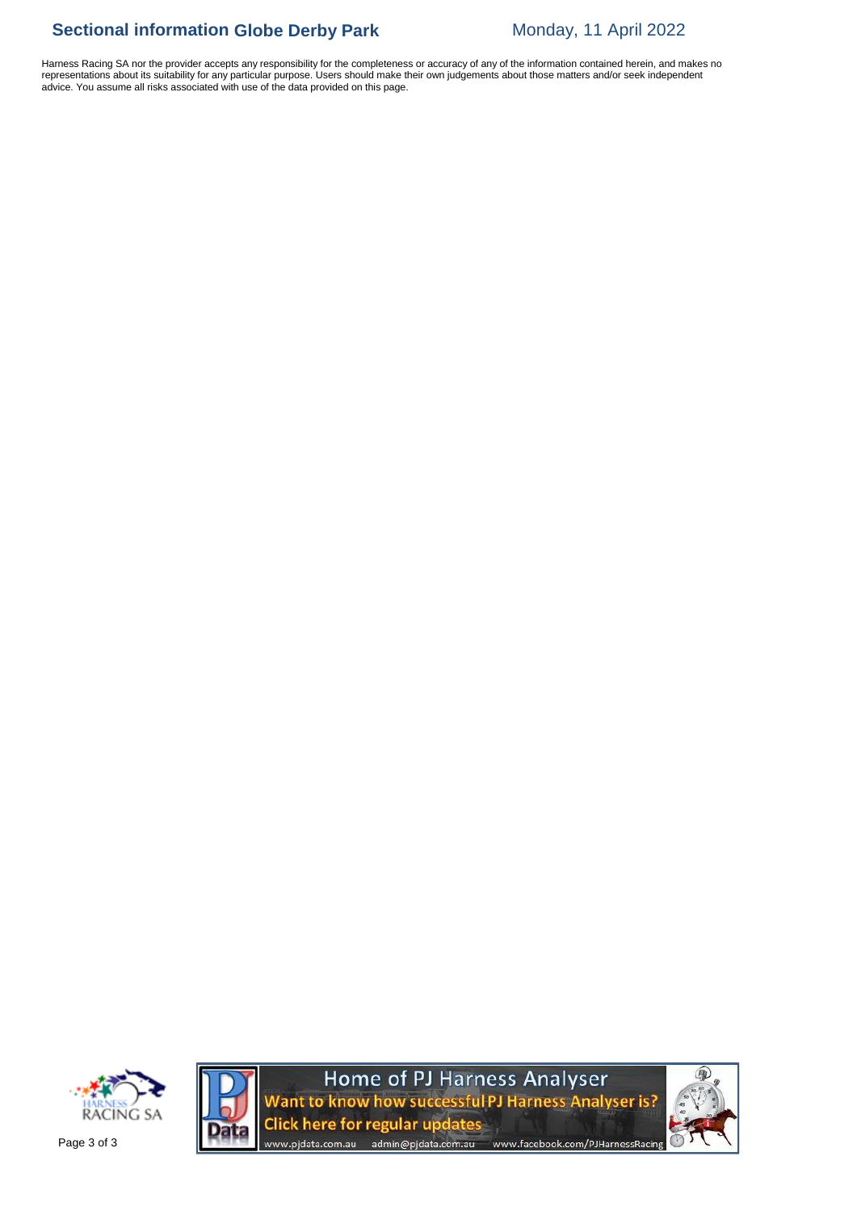## Sectional information Globe Derby Park

Monday, 11 April 2022

Harness Racing SA nor the provider accepts any responsibility for the completeness or accuracy of any of the information contained herein, and makes no representations about its suitability for any particular purpose. Users should make their own judgements about those matters and/or seek independent advice. You assume all risks associated with use of the data provided on this page.

Home of PJ Harness Analyser

Want to know how successful PJ Harness Analyser is?

Click here for regular updates

www.pjdata.com.au admin@pjdata.com.au www.facebook.com/PJHarnessRacing